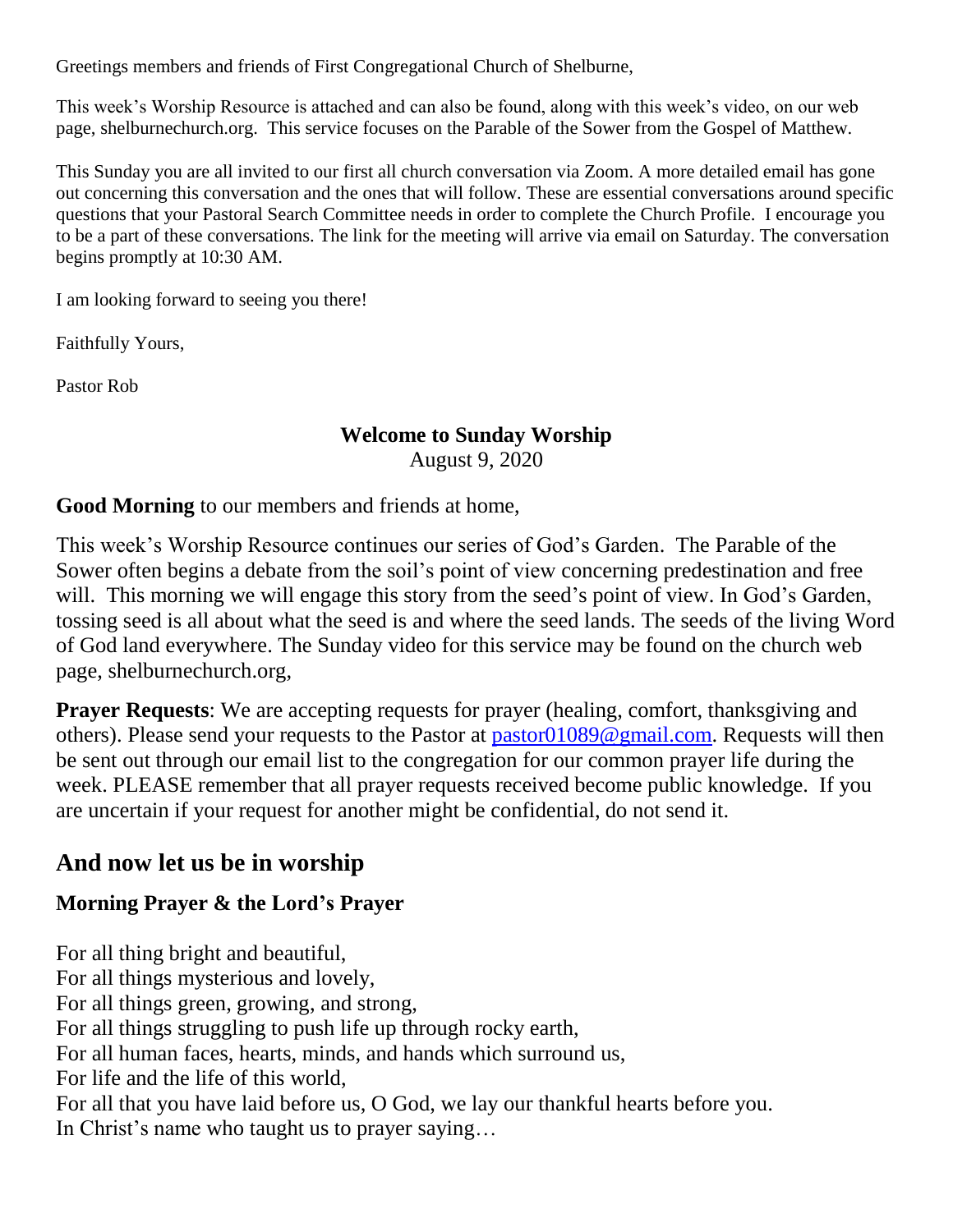Greetings members and friends of First Congregational Church of Shelburne,

This week's Worship Resource is attached and can also be found, along with this week's video, on our web page, shelburnechurch.org. This service focuses on the Parable of the Sower from the Gospel of Matthew.

This Sunday you are all invited to our first all church conversation via Zoom. A more detailed email has gone out concerning this conversation and the ones that will follow. These are essential conversations around specific questions that your Pastoral Search Committee needs in order to complete the Church Profile. I encourage you to be a part of these conversations. The link for the meeting will arrive via email on Saturday. The conversation begins promptly at 10:30 AM.

I am looking forward to seeing you there!

Faithfully Yours,

Pastor Rob

**Welcome to Sunday Worship**
August 9, 2020

**Good Morning** to our members and friends at home,

This week's Worship Resource continues our series of God's Garden. The Parable of the Sower often begins a debate from the soil's point of view concerning predestination and free will. This morning we will engage this story from the seed's point of view. In God's Garden, tossing seed is all about what the seed is and where the seed lands. The seeds of the living Word of God land everywhere. The Sunday video for this service may be found on the church web page, shelburnechurch.org,

**Prayer Requests**: We are accepting requests for prayer (healing, comfort, thanksgiving and others). Please send your requests to the Pastor at pastor01089@gmail.com. Requests will then be sent out through our email list to the congregation for our common prayer life during the week. PLEASE remember that all prayer requests received become public knowledge. If you are uncertain if your request for another might be confidential, do not send it.

## And now let us be in worship

### Morning Prayer & the Lord's Prayer

For all thing bright and beautiful,
For all things mysterious and lovely,
For all things green, growing, and strong,
For all things struggling to push life up through rocky earth,
For all human faces, hearts, minds, and hands which surround us,
For life and the life of this world,
For all that you have laid before us, O God, we lay our thankful hearts before you.
In Christ's name who taught us to prayer saying…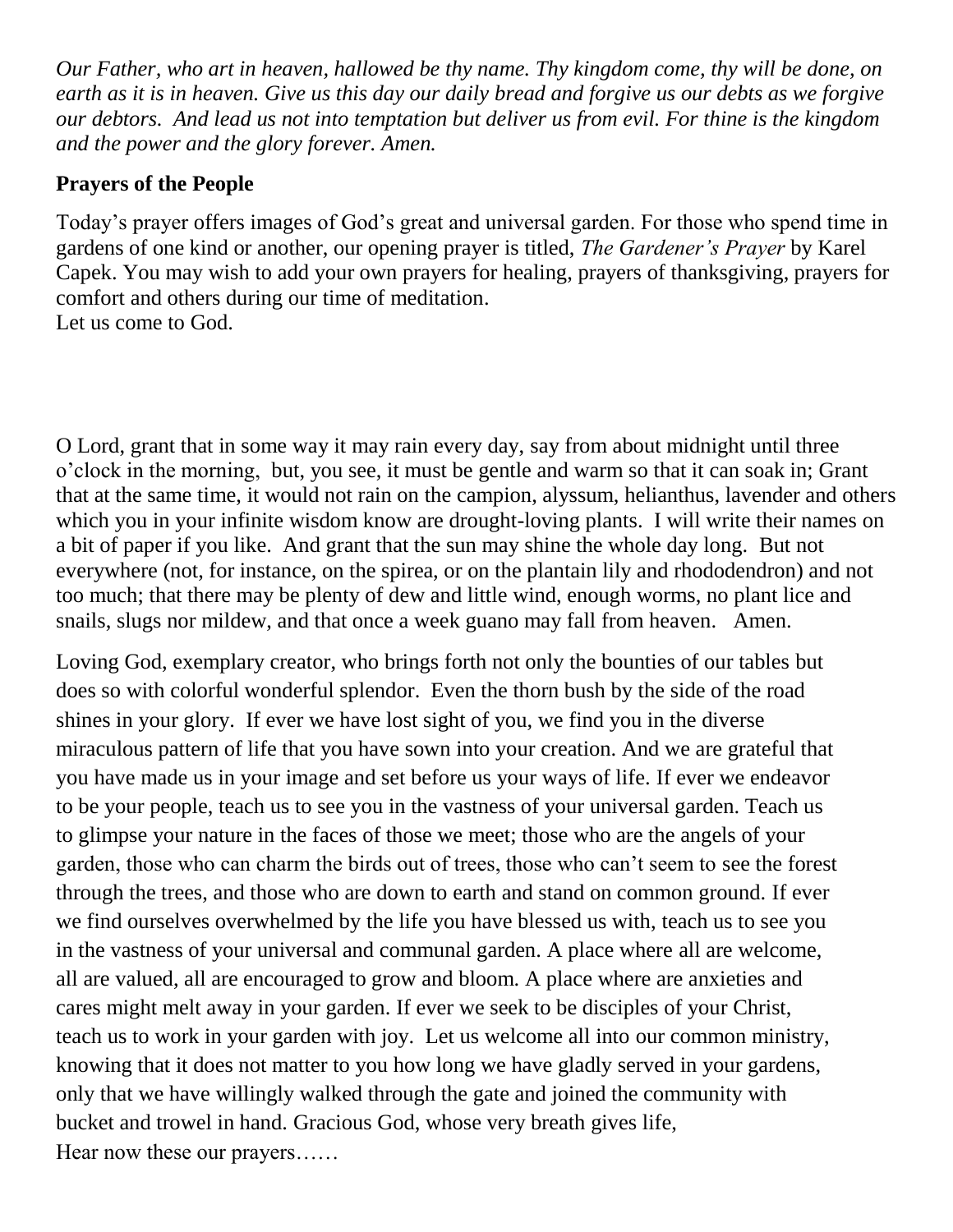*Our Father, who art in heaven, hallowed be thy name. Thy kingdom come, thy will be done, on earth as it is in heaven. Give us this day our daily bread and forgive us our debts as we forgive our debtors. And lead us not into temptation but deliver us from evil. For thine is the kingdom and the power and the glory forever. Amen.*

**Prayers of the People**

Today's prayer offers images of God's great and universal garden. For those who spend time in gardens of one kind or another, our opening prayer is titled, *The Gardener's Prayer* by Karel Capek. You may wish to add your own prayers for healing, prayers of thanksgiving, prayers for comfort and others during our time of meditation.
Let us come to God.

O Lord, grant that in some way it may rain every day, say from about midnight until three o'clock in the morning, but, you see, it must be gentle and warm so that it can soak in; Grant that at the same time, it would not rain on the campion, alyssum, helianthus, lavender and others which you in your infinite wisdom know are drought-loving plants. I will write their names on a bit of paper if you like. And grant that the sun may shine the whole day long. But not everywhere (not, for instance, on the spirea, or on the plantain lily and rhododendron) and not too much; that there may be plenty of dew and little wind, enough worms, no plant lice and snails, slugs nor mildew, and that once a week guano may fall from heaven. Amen.

Loving God, exemplary creator, who brings forth not only the bounties of our tables but does so with colorful wonderful splendor. Even the thorn bush by the side of the road shines in your glory. If ever we have lost sight of you, we find you in the diverse miraculous pattern of life that you have sown into your creation. And we are grateful that you have made us in your image and set before us your ways of life. If ever we endeavor to be your people, teach us to see you in the vastness of your universal garden. Teach us to glimpse your nature in the faces of those we meet; those who are the angels of your garden, those who can charm the birds out of trees, those who can't seem to see the forest through the trees, and those who are down to earth and stand on common ground. If ever we find ourselves overwhelmed by the life you have blessed us with, teach us to see you in the vastness of your universal and communal garden. A place where all are welcome, all are valued, all are encouraged to grow and bloom. A place where are anxieties and cares might melt away in your garden. If ever we seek to be disciples of your Christ, teach us to work in your garden with joy. Let us welcome all into our common ministry, knowing that it does not matter to you how long we have gladly served in your gardens, only that we have willingly walked through the gate and joined the community with bucket and trowel in hand. Gracious God, whose very breath gives life,
Hear now these our prayers……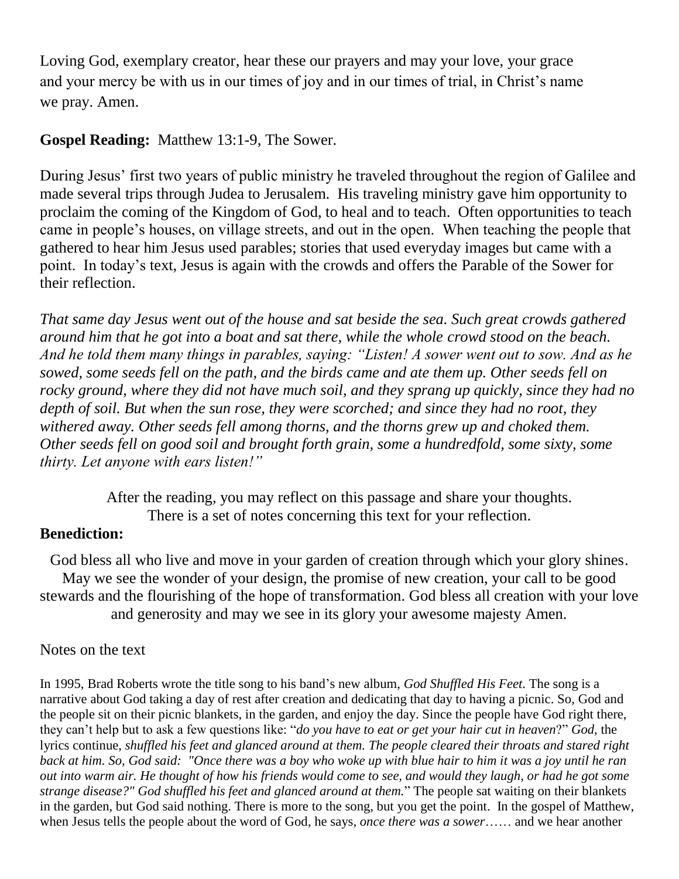Loving God, exemplary creator, hear these our prayers and may your love, your grace and your mercy be with us in our times of joy and in our times of trial, in Christ's name we pray. Amen.

**Gospel Reading:** Matthew 13:1-9, The Sower.

During Jesus' first two years of public ministry he traveled throughout the region of Galilee and made several trips through Judea to Jerusalem. His traveling ministry gave him opportunity to proclaim the coming of the Kingdom of God, to heal and to teach. Often opportunities to teach came in people's houses, on village streets, and out in the open. When teaching the people that gathered to hear him Jesus used parables; stories that used everyday images but came with a point. In today's text, Jesus is again with the crowds and offers the Parable of the Sower for their reflection.

*That same day Jesus went out of the house and sat beside the sea. Such great crowds gathered around him that he got into a boat and sat there, while the whole crowd stood on the beach. And he told them many things in parables, saying: "Listen! A sower went out to sow. And as he sowed, some seeds fell on the path, and the birds came and ate them up. Other seeds fell on rocky ground, where they did not have much soil, and they sprang up quickly, since they had no depth of soil. But when the sun rose, they were scorched; and since they had no root, they withered away. Other seeds fell among thorns, and the thorns grew up and choked them. Other seeds fell on good soil and brought forth grain, some a hundredfold, some sixty, some thirty. Let anyone with ears listen!"*

After the reading, you may reflect on this passage and share your thoughts.
There is a set of notes concerning this text for your reflection.

**Benediction:**

God bless all who live and move in your garden of creation through which your glory shines. May we see the wonder of your design, the promise of new creation, your call to be good stewards and the flourishing of the hope of transformation. God bless all creation with your love and generosity and may we see in its glory your awesome majesty Amen.

Notes on the text

In 1995, Brad Roberts wrote the title song to his band's new album, *God Shuffled His Feet*. The song is a narrative about God taking a day of rest after creation and dedicating that day to having a picnic. So, God and the people sit on their picnic blankets, in the garden, and enjoy the day. Since the people have God right there, they can't help but to ask a few questions like: "*do you have to eat or get your hair cut in heaven*?" *God*, the lyrics continue, *shuffled his feet and glanced around at them. The people cleared their throats and stared right back at him. So, God said: "Once there was a boy who woke up with blue hair to him it was a joy until he ran out into warm air. He thought of how his friends would come to see, and would they laugh, or had he got some strange disease?" God shuffled his feet and glanced around at them.*" The people sat waiting on their blankets in the garden, but God said nothing. There is more to the song, but you get the point. In the gospel of Matthew, when Jesus tells the people about the word of God, he says, *once there was a sower*…… and we hear another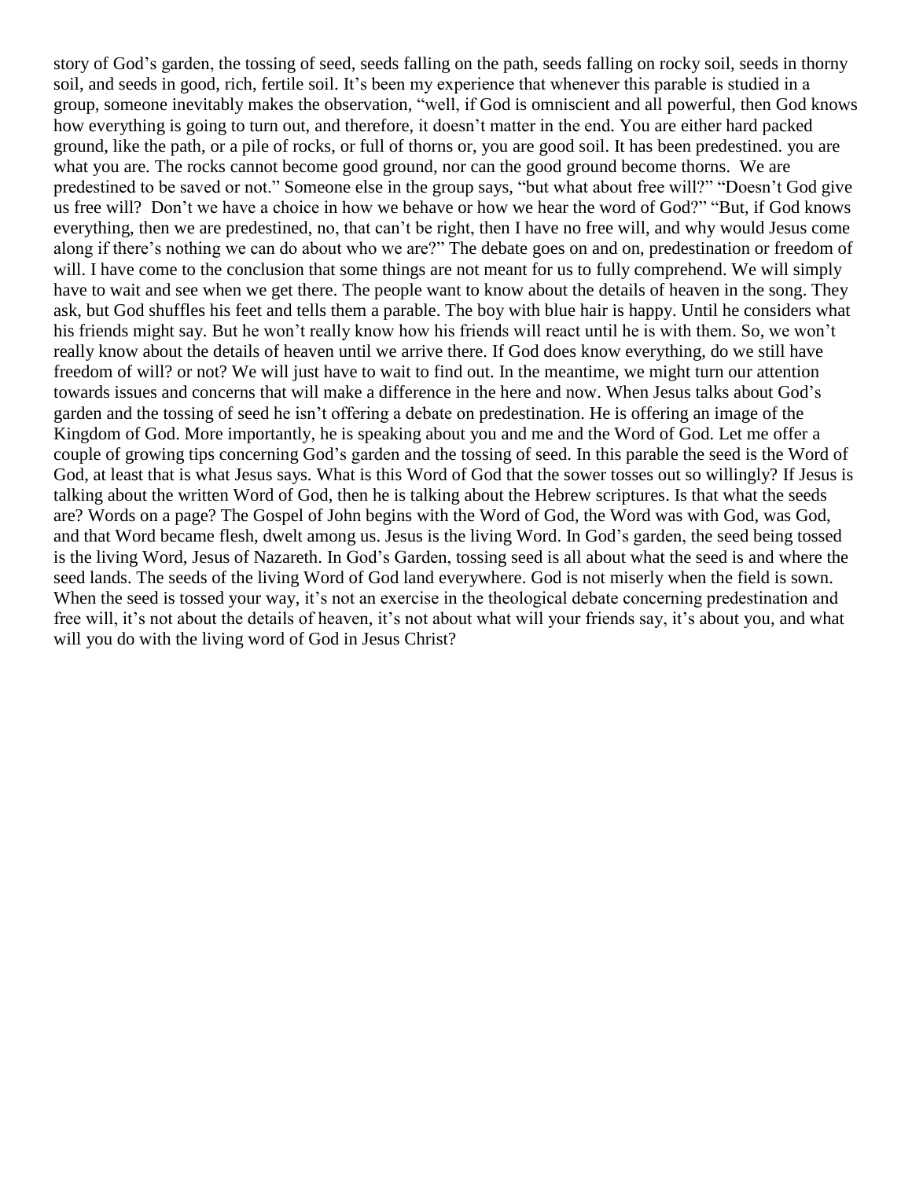story of God's garden, the tossing of seed, seeds falling on the path, seeds falling on rocky soil, seeds in thorny soil, and seeds in good, rich, fertile soil. It's been my experience that whenever this parable is studied in a group, someone inevitably makes the observation, "well, if God is omniscient and all powerful, then God knows how everything is going to turn out, and therefore, it doesn't matter in the end. You are either hard packed ground, like the path, or a pile of rocks, or full of thorns or, you are good soil. It has been predestined. you are what you are. The rocks cannot become good ground, nor can the good ground become thorns. We are predestined to be saved or not." Someone else in the group says, "but what about free will?" "Doesn't God give us free will? Don't we have a choice in how we behave or how we hear the word of God?" "But, if God knows everything, then we are predestined, no, that can't be right, then I have no free will, and why would Jesus come along if there's nothing we can do about who we are?" The debate goes on and on, predestination or freedom of will. I have come to the conclusion that some things are not meant for us to fully comprehend. We will simply have to wait and see when we get there. The people want to know about the details of heaven in the song. They ask, but God shuffles his feet and tells them a parable. The boy with blue hair is happy. Until he considers what his friends might say. But he won't really know how his friends will react until he is with them. So, we won't really know about the details of heaven until we arrive there. If God does know everything, do we still have freedom of will? or not? We will just have to wait to find out. In the meantime, we might turn our attention towards issues and concerns that will make a difference in the here and now. When Jesus talks about God's garden and the tossing of seed he isn't offering a debate on predestination. He is offering an image of the Kingdom of God. More importantly, he is speaking about you and me and the Word of God. Let me offer a couple of growing tips concerning God's garden and the tossing of seed. In this parable the seed is the Word of God, at least that is what Jesus says. What is this Word of God that the sower tosses out so willingly? If Jesus is talking about the written Word of God, then he is talking about the Hebrew scriptures. Is that what the seeds are? Words on a page? The Gospel of John begins with the Word of God, the Word was with God, was God, and that Word became flesh, dwelt among us. Jesus is the living Word. In God's garden, the seed being tossed is the living Word, Jesus of Nazareth. In God's Garden, tossing seed is all about what the seed is and where the seed lands. The seeds of the living Word of God land everywhere. God is not miserly when the field is sown. When the seed is tossed your way, it's not an exercise in the theological debate concerning predestination and free will, it's not about the details of heaven, it's not about what will your friends say, it's about you, and what will you do with the living word of God in Jesus Christ?